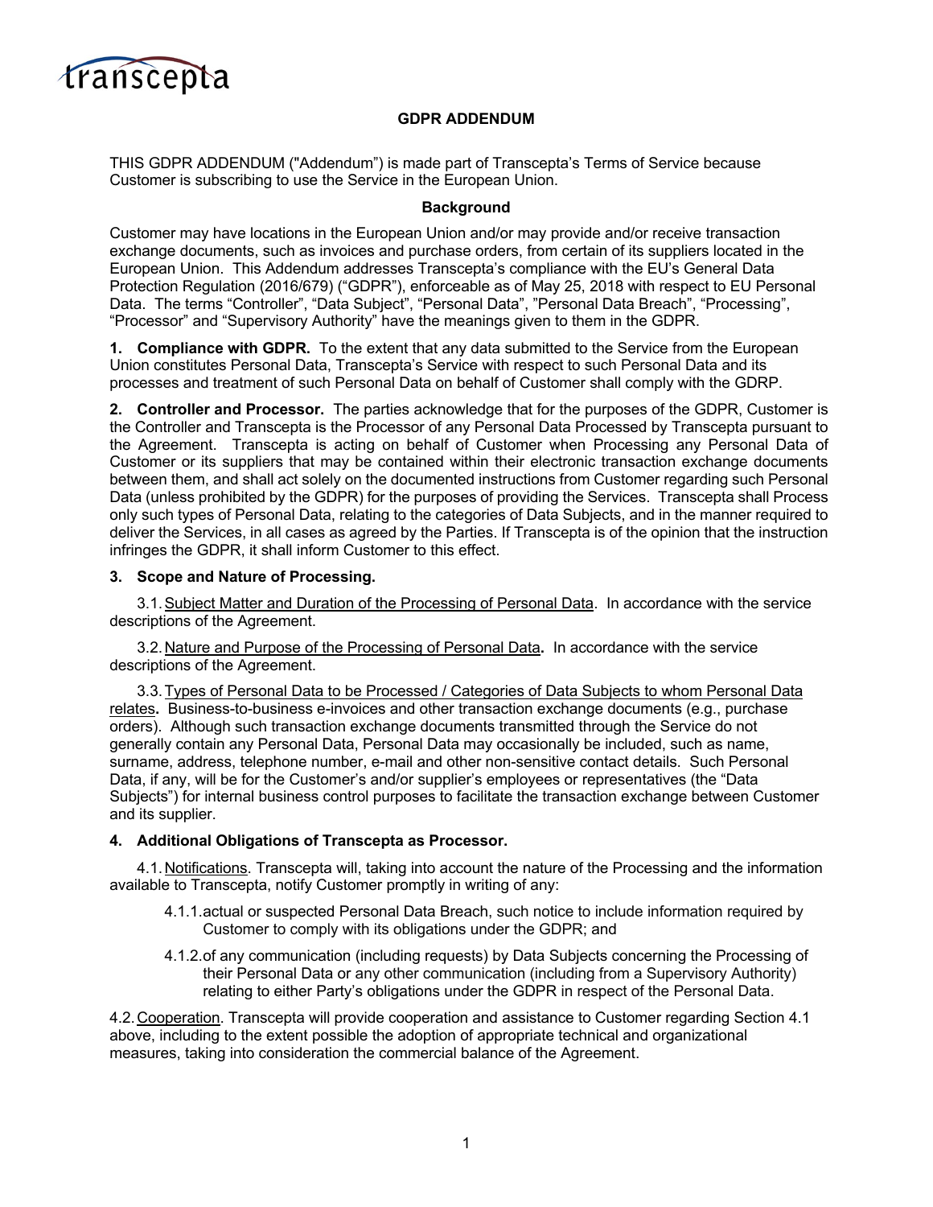# GDPR ADDENDUM

THIS GDPR ADDENDUM ("Addendum") is made part of Transcepta's Terms of Service because Customer is subscribing to use the Service in the European Union.

## Background

Customer may have locations in the European Union and/or may provide and/or receive transaction exchange documents, such as invoices and purchase orders, from certain of its suppliers located in the European Union. This Addendum addresses Transcepta's compliance with the EU's General Data Protection Regulation (2016/679) ("GDPR"), enforceable as of May 25, 2018 with respect to EU Personal Data. The terms "Controller", "Data Subject", "Personal Data", "Personal Data Breach", "Processing", "Processor" and "Supervisory Authority" have the meanings given to them in the GDPR.

**1. Compliance with GDPR.** To the extent that any data submitted to the Service from the European Union constitutes Personal Data, Transcepta's Service with respect to such Personal Data and its processes and treatment of such Personal Data on behalf of Customer shall comply with the GDRP.

**2. Controller and Processor.** The parties acknowledge that for the purposes of the GDPR, Customer is the Controller and Transcepta is the Processor of any Personal Data Processed by Transcepta pursuant to the Agreement. Transcepta is acting on behalf of Customer when Processing any Personal Data of Customer or its suppliers that may be contained within their electronic transaction exchange documents between them, and shall act solely on the documented instructions from Customer regarding such Personal Data (unless prohibited by the GDPR) for the purposes of providing the Services. Transcepta shall Process only such types of Personal Data, relating to the categories of Data Subjects, and in the manner required to deliver the Services, in all cases as agreed by the Parties. If Transcepta is of the opinion that the instruction infringes the GDPR, it shall inform Customer to this effect.

**3. Scope and Nature of Processing.**

3.1. Subject Matter and Duration of the Processing of Personal Data. In accordance with the service descriptions of the Agreement.

3.2. Nature and Purpose of the Processing of Personal Data**.** In accordance with the service descriptions of the Agreement.

3.3. Types of Personal Data to be Processed / Categories of Data Subjects to whom Personal Data relates**.** Business-to-business e-invoices and other transaction exchange documents (e.g., purchase orders). Although such transaction exchange documents transmitted through the Service do not generally contain any Personal Data, Personal Data may occasionally be included, such as name, surname, address, telephone number, e-mail and other non-sensitive contact details. Such Personal Data, if any, will be for the Customer's and/or supplier's employees or representatives (the "Data Subjects") for internal business control purposes to facilitate the transaction exchange between Customer and its supplier.

**4. Additional Obligations of Transcepta as Processor.**

4.1. Notifications. Transcepta will, taking into account the nature of the Processing and the information available to Transcepta, notify Customer promptly in writing of any:

4.1.1. actual or suspected Personal Data Breach, such notice to include information required by Customer to comply with its obligations under the GDPR; and

4.1.2. of any communication (including requests) by Data Subjects concerning the Processing of their Personal Data or any other communication (including from a Supervisory Authority) relating to either Party's obligations under the GDPR in respect of the Personal Data.

4.2. Cooperation. Transcepta will provide cooperation and assistance to Customer regarding Section 4.1 above, including to the extent possible the adoption of appropriate technical and organizational measures, taking into consideration the commercial balance of the Agreement.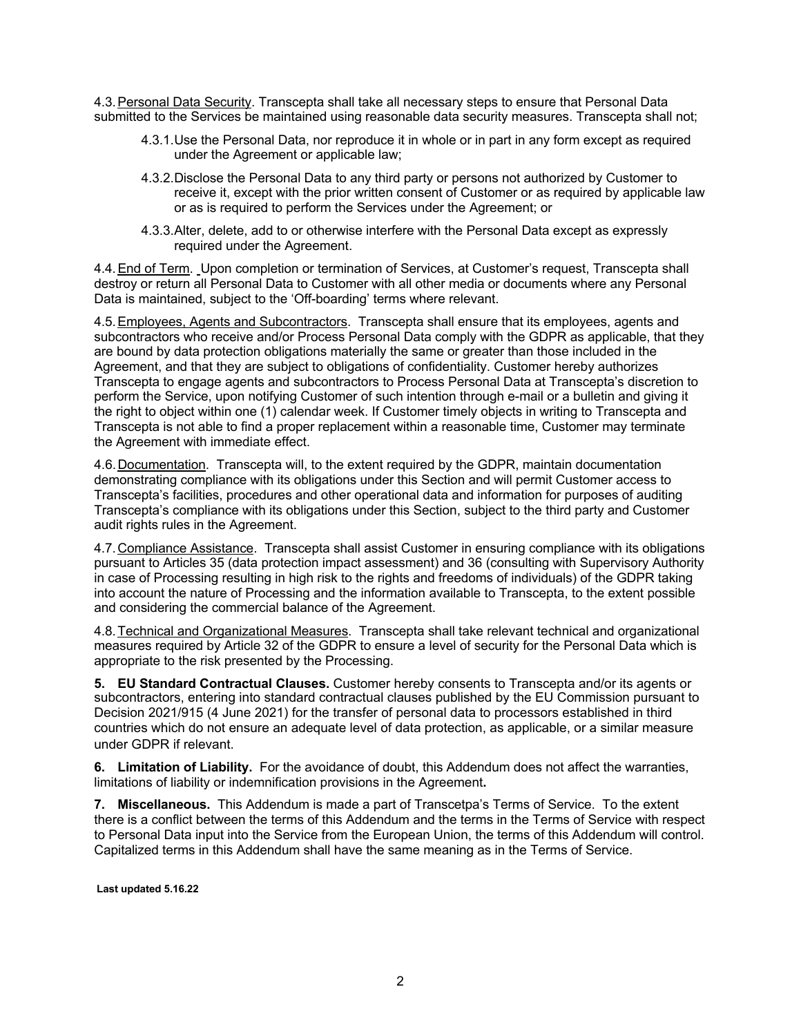4.3. Personal Data Security. Transcepta shall take all necessary steps to ensure that Personal Data submitted to the Services be maintained using reasonable data security measures. Transcepta shall not;

- 4.3.1. Use the Personal Data, nor reproduce it in whole or in part in any form except as required under the Agreement or applicable law;
- 4.3.2. Disclose the Personal Data to any third party or persons not authorized by Customer to receive it, except with the prior written consent of Customer or as required by applicable law or as is required to perform the Services under the Agreement; or
- 4.3.3. Alter, delete, add to or otherwise interfere with the Personal Data except as expressly required under the Agreement.

4.4. End of Term. Upon completion or termination of Services, at Customer's request, Transcepta shall destroy or return all Personal Data to Customer with all other media or documents where any Personal Data is maintained, subject to the 'Off-boarding' terms where relevant.

4.5. Employees, Agents and Subcontractors. Transcepta shall ensure that its employees, agents and subcontractors who receive and/or Process Personal Data comply with the GDPR as applicable, that they are bound by data protection obligations materially the same or greater than those included in the Agreement, and that they are subject to obligations of confidentiality. Customer hereby authorizes Transcepta to engage agents and subcontractors to Process Personal Data at Transcepta's discretion to perform the Service, upon notifying Customer of such intention through e-mail or a bulletin and giving it the right to object within one (1) calendar week. If Customer timely objects in writing to Transcepta and Transcepta is not able to find a proper replacement within a reasonable time, Customer may terminate the Agreement with immediate effect.

4.6. Documentation. Transcepta will, to the extent required by the GDPR, maintain documentation demonstrating compliance with its obligations under this Section and will permit Customer access to Transcepta's facilities, procedures and other operational data and information for purposes of auditing Transcepta's compliance with its obligations under this Section, subject to the third party and Customer audit rights rules in the Agreement.

4.7. Compliance Assistance. Transcepta shall assist Customer in ensuring compliance with its obligations pursuant to Articles 35 (data protection impact assessment) and 36 (consulting with Supervisory Authority in case of Processing resulting in high risk to the rights and freedoms of individuals) of the GDPR taking into account the nature of Processing and the information available to Transcepta, to the extent possible and considering the commercial balance of the Agreement.

4.8. Technical and Organizational Measures. Transcepta shall take relevant technical and organizational measures required by Article 32 of the GDPR to ensure a level of security for the Personal Data which is appropriate to the risk presented by the Processing.

**5. EU Standard Contractual Clauses.** Customer hereby consents to Transcepta and/or its agents or subcontractors, entering into standard contractual clauses published by the EU Commission pursuant to Decision 2021/915 (4 June 2021) for the transfer of personal data to processors established in third countries which do not ensure an adequate level of data protection, as applicable, or a similar measure under GDPR if relevant.

**6. Limitation of Liability.** For the avoidance of doubt, this Addendum does not affect the warranties, limitations of liability or indemnification provisions in the Agreement**.**

**7. Miscellaneous.** This Addendum is made a part of Transcetpa's Terms of Service. To the extent there is a conflict between the terms of this Addendum and the terms in the Terms of Service with respect to Personal Data input into the Service from the European Union, the terms of this Addendum will control. Capitalized terms in this Addendum shall have the same meaning as in the Terms of Service.

**Last updated 5.16.22**